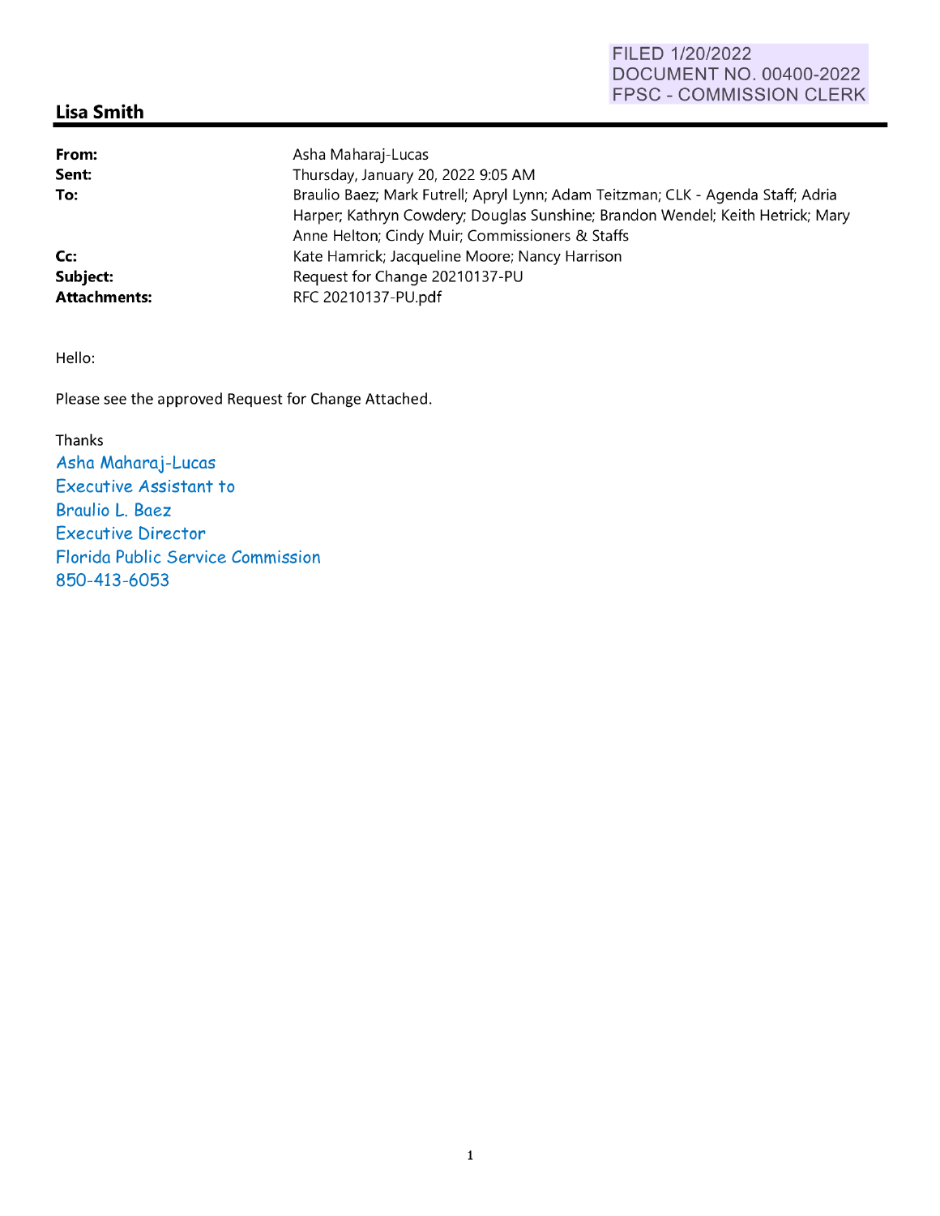FILED 1/20/2022
DOCUMENT NO. 00400-2022
FPSC - COMMISSION CLERK

## Lisa Smith

| | |
|---|---|
| **From:** | Asha Maharaj-Lucas |
| **Sent:** | Thursday, January 20, 2022 9:05 AM |
| **To:** | Braulio Baez; Mark Futrell; Apryl Lynn; Adam Teitzman; CLK - Agenda Staff; Adria Harper; Kathryn Cowdery; Douglas Sunshine; Brandon Wendel; Keith Hetrick; Mary Anne Helton; Cindy Muir; Commissioners & Staffs |
| **Cc:** | Kate Hamrick; Jacqueline Moore; Nancy Harrison |
| **Subject:** | Request for Change 20210137-PU |
| **Attachments:** | RFC 20210137-PU.pdf |

Hello:

Please see the approved Request for Change Attached.

Thanks

Asha Maharaj-Lucas
Executive Assistant to
Braulio L. Baez
Executive Director
Florida Public Service Commission
850-413-6053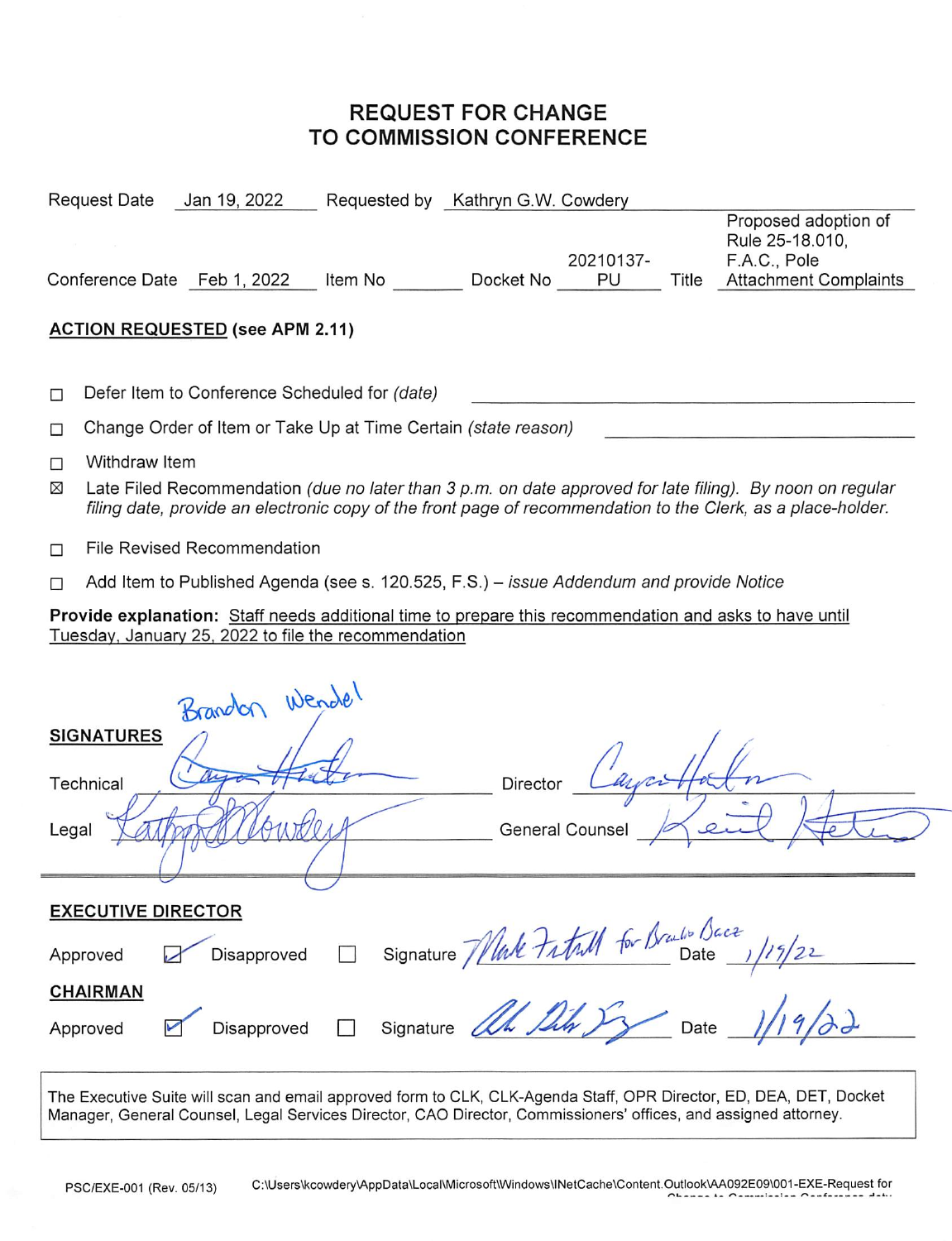# REQUEST FOR CHANGE TO COMMISSION CONFERENCE

Request Date Jan 19, 2022 Requested by Kathryn G.W. Cowdery

Conference Date Feb 1, 2022 Item No \_\_\_\_\_ Docket No 20210137-PU Title Proposed adoption of Rule 25-18.010, F.A.C., Pole Attachment Complaints

**ACTION REQUESTED (see APM 2.11)**

- ☐ Defer Item to Conference Scheduled for *(date)* \_\_\_\_\_\_\_\_\_\_
- ☐ Change Order of Item or Take Up at Time Certain *(state reason)* \_\_\_\_\_\_\_\_\_\_
- ☐ Withdraw Item
- ☒ Late Filed Recommendation *(due no later than 3 p.m. on date approved for late filing). By noon on regular filing date, provide an electronic copy of the front page of recommendation to the Clerk, as a place-holder.*
- ☐ File Revised Recommendation
- ☐ Add Item to Published Agenda (see s. 120.525, F.S.) – *issue Addendum and provide Notice*

**Provide explanation:** Staff needs additional time to prepare this recommendation and asks to have until Tuesday, January 25, 2022 to file the recommendation

**SIGNATURES**

Technical Brandon Wendel / Cayce Hinton Director Cayce Hinton

Legal Kathryn Cowdery General Counsel Keith Hetrick

**EXECUTIVE DIRECTOR**

Approved ☑ Disapproved ☐ Signature Mark Futrell for Braulio Baez Date 1/19/22

**CHAIRMAN**

Approved ☑ Disapproved ☐ Signature [signature] Date 1/19/22

The Executive Suite will scan and email approved form to CLK, CLK-Agenda Staff, OPR Director, ED, DEA, DET, Docket Manager, General Counsel, Legal Services Director, CAO Director, Commissioners' offices, and assigned attorney.

PSC/EXE-001 (Rev. 05/13) C:\Users\kcowdery\AppData\Local\Microsoft\Windows\INetCache\Content.Outlook\AA092E09\001-EXE-Request for Change to Commission Conference.docx